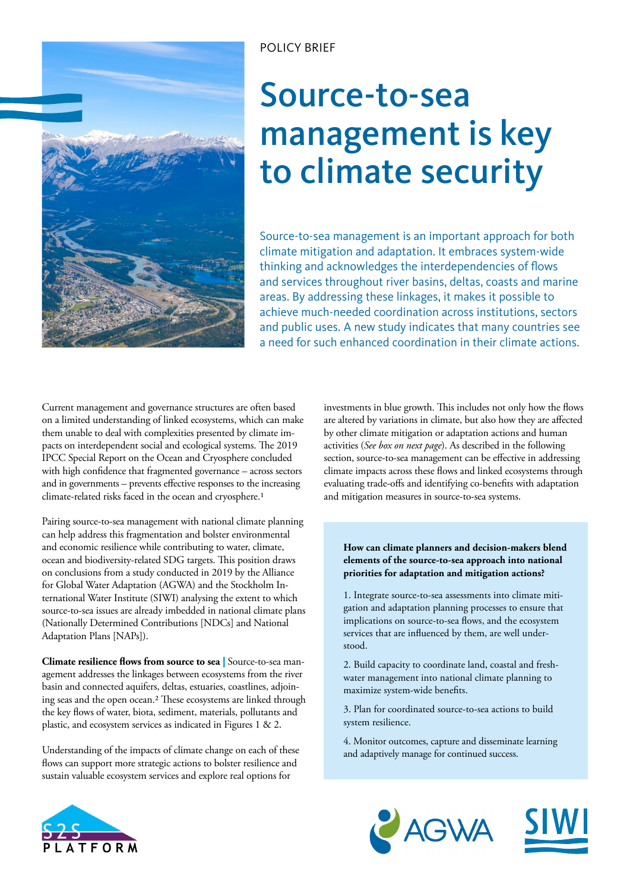POLICY BRIEF

# Source-to-sea management is key to climate security

Source-to-sea management is an important approach for both climate mitigation and adaptation. It embraces system-wide thinking and acknowledges the interdependencies of flows and services throughout river basins, deltas, coasts and marine areas. By addressing these linkages, it makes it possible to achieve much-needed coordination across institutions, sectors and public uses. A new study indicates that many countries see a need for such enhanced coordination in their climate actions.

Current management and governance structures are often based on a limited understanding of linked ecosystems, which can make them unable to deal with complexities presented by climate impacts on interdependent social and ecological systems. The 2019 IPCC Special Report on the Ocean and Cryosphere concluded with high confidence that fragmented governance – across sectors and in governments – prevents effective responses to the increasing climate-related risks faced in the ocean and cryosphere.[1]

Pairing source-to-sea management with national climate planning can help address this fragmentation and bolster environmental and economic resilience while contributing to water, climate, ocean and biodiversity-related SDG targets. This position draws on conclusions from a study conducted in 2019 by the Alliance for Global Water Adaptation (AGWA) and the Stockholm International Water Institute (SIWI) analysing the extent to which source-to-sea issues are already imbedded in national climate plans (Nationally Determined Contributions [NDCs] and National Adaptation Plans [NAPs]).

**Climate resilience flows from source to sea** | Source-to-sea management addresses the linkages between ecosystems from the river basin and connected aquifers, deltas, estuaries, coastlines, adjoining seas and the open ocean.[2] These ecosystems are linked through the key flows of water, biota, sediment, materials, pollutants and plastic, and ecosystem services as indicated in Figures 1 & 2.

Understanding of the impacts of climate change on each of these flows can support more strategic actions to bolster resilience and sustain valuable ecosystem services and explore real options for investments in blue growth. This includes not only how the flows are altered by variations in climate, but also how they are affected by other climate mitigation or adaptation actions and human activities (*See box on next page*). As described in the following section, source-to-sea management can be effective in addressing climate impacts across these flows and linked ecosystems through evaluating trade-offs and identifying co-benefits with adaptation and mitigation measures in source-to-sea systems.

**How can climate planners and decision-makers blend elements of the source-to-sea approach into national priorities for adaptation and mitigation actions?**

1. Integrate source-to-sea assessments into climate mitigation and adaptation planning processes to ensure that implications on source-to-sea flows, and the ecosystem services that are influenced by them, are well understood.

2. Build capacity to coordinate land, coastal and freshwater management into national climate planning to maximize system-wide benefits.

3. Plan for coordinated source-to-sea actions to build system resilience.

4. Monitor outcomes, capture and disseminate learning and adaptively manage for continued success.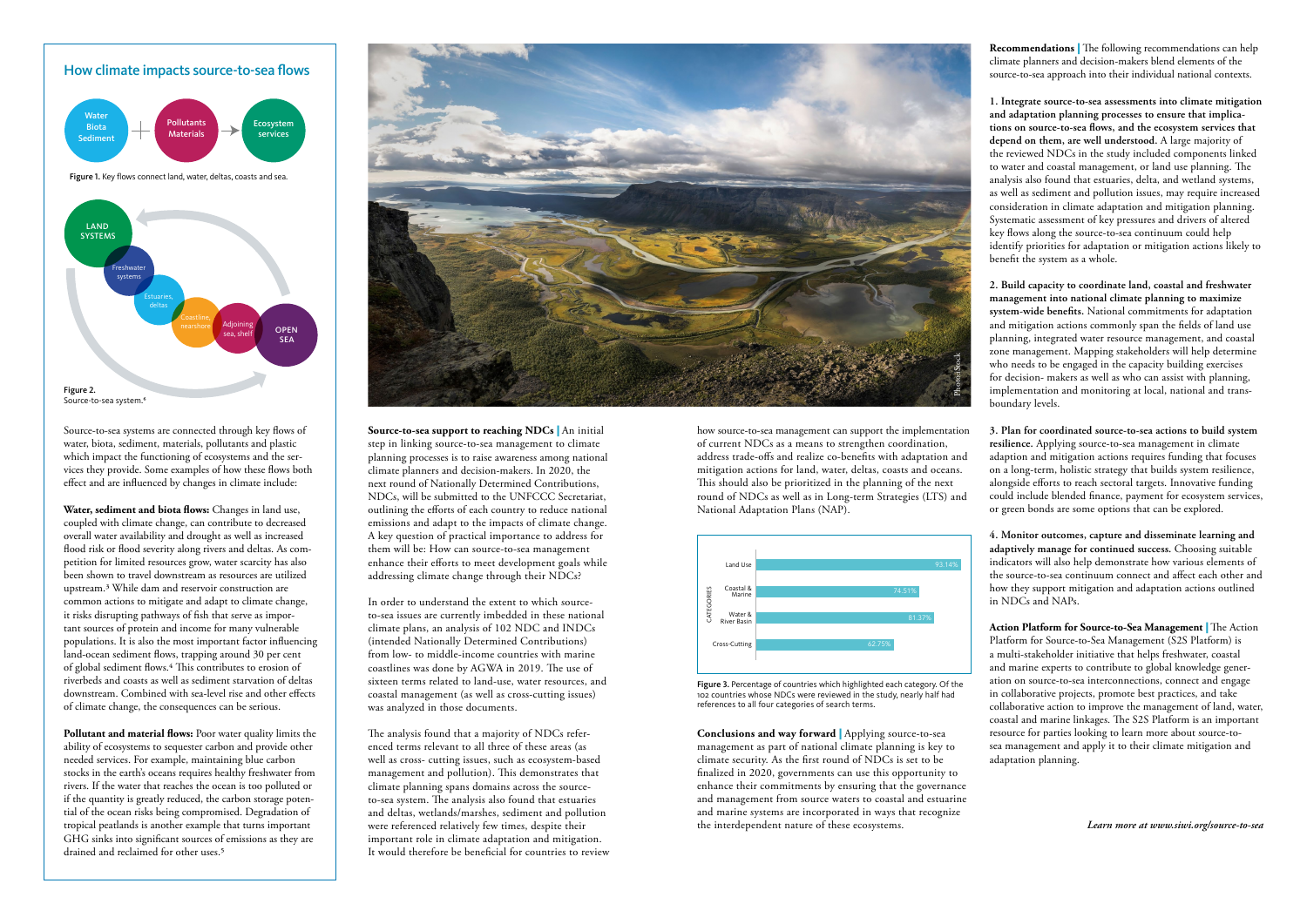## How climate impacts source-to-sea flows

Water Biota Sediment + Pollutants Materials → Ecosystem services

**Figure 1.** Key flows connect land, water, deltas, coasts and sea.

LAND SYSTEMS — Freshwater systems — Estuaries, deltas — Coastline, nearshore — Adjoining sea, shelf — OPEN SEA

**Figure 2.** Source-to-sea system.[6]

Source-to-sea systems are connected through key flows of water, biota, sediment, materials, pollutants and plastic which impact the functioning of ecosystems and the services they provide. Some examples of how these flows both effect and are influenced by changes in climate include:

**Water, sediment and biota flows:** Changes in land use, coupled with climate change, can contribute to decreased overall water availability and drought as well as increased flood risk or flood severity along rivers and deltas. As competition for limited resources grow, water scarcity has also been shown to travel downstream as resources are utilized upstream.[3] While dam and reservoir construction are common actions to mitigate and adapt to climate change, it risks disrupting pathways of fish that serve as important sources of protein and income for many vulnerable populations. It is also the most important factor influencing land-ocean sediment flows, trapping around 30 per cent of global sediment flows.[4] This contributes to erosion of riverbeds and coasts as well as sediment starvation of deltas downstream. Combined with sea-level rise and other effects of climate change, the consequences can be serious.

**Pollutant and material flows:** Poor water quality limits the ability of ecosystems to sequester carbon and provide other needed services. For example, maintaining blue carbon stocks in the earth's oceans requires healthy freshwater from rivers. If the water that reaches the ocean is too polluted or if the quantity is greatly reduced, the carbon storage potential of the ocean risks being compromised. Degradation of tropical peatlands is another example that turns important GHG sinks into significant sources of emissions as they are drained and reclaimed for other uses.[5]

PhotoStock

**Source-to-sea support to reaching NDCs |** An initial step in linking source-to-sea management to climate planning processes is to raise awareness among national climate planners and decision-makers. In 2020, the next round of Nationally Determined Contributions, NDCs, will be submitted to the UNFCCC Secretariat, outlining the efforts of each country to reduce national emissions and adapt to the impacts of climate change. A key question of practical importance to address for them will be: How can source-to-sea management enhance their efforts to meet development goals while addressing climate change through their NDCs?

In order to understand the extent to which source-to-sea issues are currently imbedded in these national climate plans, an analysis of 102 NDC and INDCs (intended Nationally Determined Contributions) from low- to middle-income countries with marine coastlines was done by AGWA in 2019. The use of sixteen terms related to land-use, water resources, and coastal management (as well as cross-cutting issues) was analyzed in those documents.

The analysis found that a majority of NDCs referenced terms relevant to all three of these areas (as well as cross- cutting issues, such as ecosystem-based management and pollution). This demonstrates that climate planning spans domains across the source-to-sea system. The analysis also found that estuaries and deltas, wetlands/marshes, sediment and pollution were referenced relatively few times, despite their important role in climate adaptation and mitigation. It would therefore be beneficial for countries to review how source-to-sea management can support the implementation of current NDCs as a means to strengthen coordination, address trade-offs and realize co-benefits with adaptation and mitigation actions for land, water, deltas, coasts and oceans. This should also be prioritized in the planning of the next round of NDCs as well as in Long-term Strategies (LTS) and National Adaptation Plans (NAP).

| CATEGORIES | Percentage |
|---|---|
| Land Use | 93.14% |
| Coastal & Marine | 74.51% |
| Water & River Basin | 81.37% |
| Cross-Cutting | 62.75% |

**Figure 3.** Percentage of countries which highlighted each category. Of the 102 countries whose NDCs were reviewed in the study, nearly half had references to all four categories of search terms.

**Conclusions and way forward |** Applying source-to-sea management as part of national climate planning is key to climate security. As the first round of NDCs is set to be finalized in 2020, governments can use this opportunity to enhance their commitments by ensuring that the governance and management from source waters to coastal and estuarine and marine systems are incorporated in ways that recognize the interdependent nature of these ecosystems.

**Recommendations |** The following recommendations can help climate planners and decision-makers blend elements of the source-to-sea approach into their individual national contexts.

**1. Integrate source-to-sea assessments into climate mitigation and adaptation planning processes to ensure that implications on source-to-sea flows, and the ecosystem services that depend on them, are well understood.** A large majority of the reviewed NDCs in the study included components linked to water and coastal management, or land use planning. The analysis also found that estuaries, delta, and wetland systems, as well as sediment and pollution issues, may require increased consideration in climate adaptation and mitigation planning. Systematic assessment of key pressures and drivers of altered key flows along the source-to-sea continuum could help identify priorities for adaptation or mitigation actions likely to benefit the system as a whole.

**2. Build capacity to coordinate land, coastal and freshwater management into national climate planning to maximize system-wide benefits.** National commitments for adaptation and mitigation actions commonly span the fields of land use planning, integrated water resource management, and coastal zone management. Mapping stakeholders will help determine who needs to be engaged in the capacity building exercises for decision- makers as well as who can assist with planning, implementation and monitoring at local, national and trans-boundary levels.

**3. Plan for coordinated source-to-sea actions to build system resilience.** Applying source-to-sea management in climate adaption and mitigation actions requires funding that focuses on a long-term, holistic strategy that builds system resilience, alongside efforts to reach sectoral targets. Innovative funding could include blended finance, payment for ecosystem services, or green bonds are some options that can be explored.

**4. Monitor outcomes, capture and disseminate learning and adaptively manage for continued success.** Choosing suitable indicators will also help demonstrate how various elements of the source-to-sea continuum connect and affect each other and how they support mitigation and adaptation actions outlined in NDCs and NAPs.

**Action Platform for Source-to-Sea Management |** The Action Platform for Source-to-Sea Management (S2S Platform) is a multi-stakeholder initiative that helps freshwater, coastal and marine experts to contribute to global knowledge generation on source-to-sea interconnections, connect and engage in collaborative projects, promote best practices, and take collaborative action to improve the management of land, water, coastal and marine linkages. The S2S Platform is an important resource for parties looking to learn more about source-to-sea management and apply it to their climate mitigation and adaptation planning.

*Learn more at www.siwi.org/source-to-sea*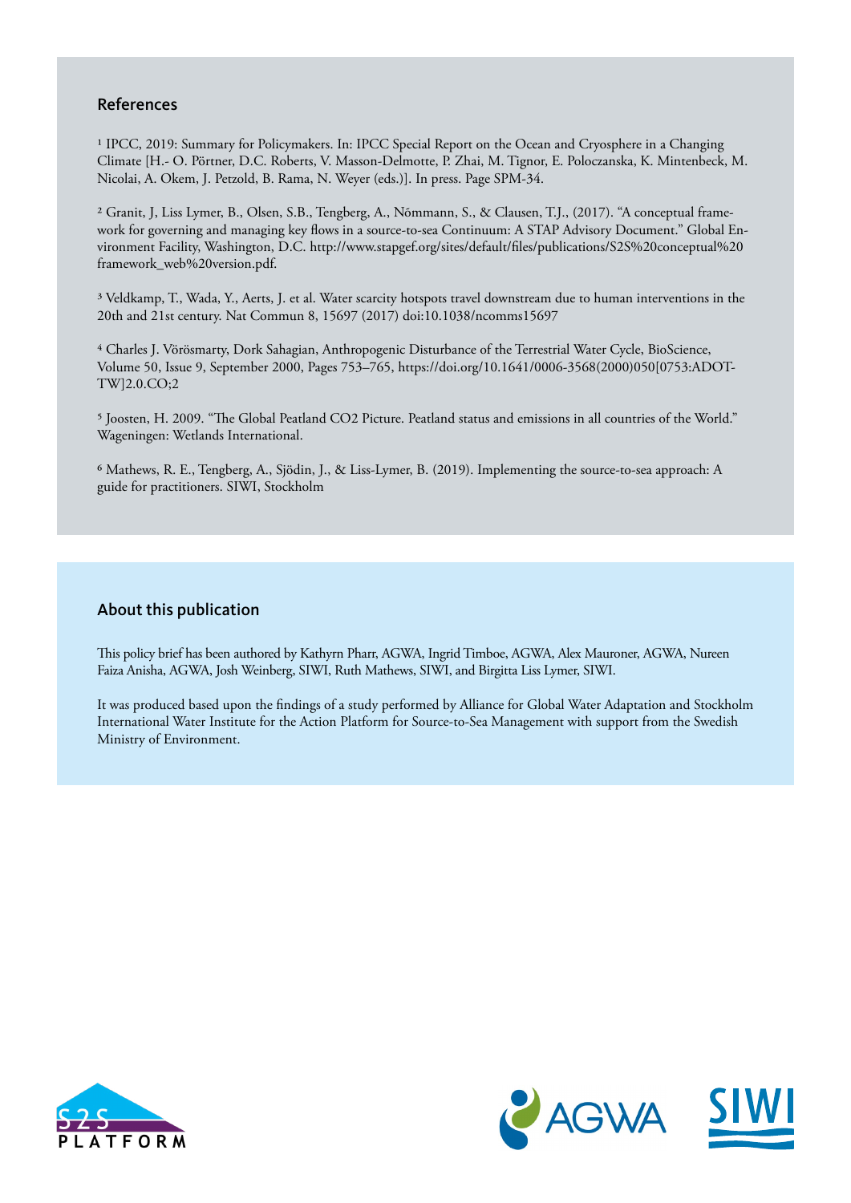## References

[1] IPCC, 2019: Summary for Policymakers. In: IPCC Special Report on the Ocean and Cryosphere in a Changing Climate [H.- O. Pörtner, D.C. Roberts, V. Masson-Delmotte, P. Zhai, M. Tignor, E. Poloczanska, K. Mintenbeck, M. Nicolai, A. Okem, J. Petzold, B. Rama, N. Weyer (eds.)]. In press. Page SPM-34.

[2] Granit, J, Liss Lymer, B., Olsen, S.B., Tengberg, A., Nõmmann, S., & Clausen, T.J., (2017). "A conceptual framework for governing and managing key flows in a source-to-sea Continuum: A STAP Advisory Document." Global Environment Facility, Washington, D.C. http://www.stapgef.org/sites/default/files/publications/S2S%20conceptual%20framework_web%20version.pdf.

[3] Veldkamp, T., Wada, Y., Aerts, J. et al. Water scarcity hotspots travel downstream due to human interventions in the 20th and 21st century. Nat Commun 8, 15697 (2017) doi:10.1038/ncomms15697

[4] Charles J. Vörösmarty, Dork Sahagian, Anthropogenic Disturbance of the Terrestrial Water Cycle, BioScience, Volume 50, Issue 9, September 2000, Pages 753–765, https://doi.org/10.1641/0006-3568(2000)050[0753:ADOTTW]2.0.CO;2

[5] Joosten, H. 2009. "The Global Peatland CO2 Picture. Peatland status and emissions in all countries of the World." Wageningen: Wetlands International.

[6] Mathews, R. E., Tengberg, A., Sjödin, J., & Liss-Lymer, B. (2019). Implementing the source-to-sea approach: A guide for practitioners. SIWI, Stockholm

## About this publication

This policy brief has been authored by Kathyrn Pharr, AGWA, Ingrid Timboe, AGWA, Alex Mauroner, AGWA, Nureen Faiza Anisha, AGWA, Josh Weinberg, SIWI, Ruth Mathews, SIWI, and Birgitta Liss Lymer, SIWI.

It was produced based upon the findings of a study performed by Alliance for Global Water Adaptation and Stockholm International Water Institute for the Action Platform for Source-to-Sea Management with support from the Swedish Ministry of Environment.

S2S PLATFORM

AGWA

SIWI